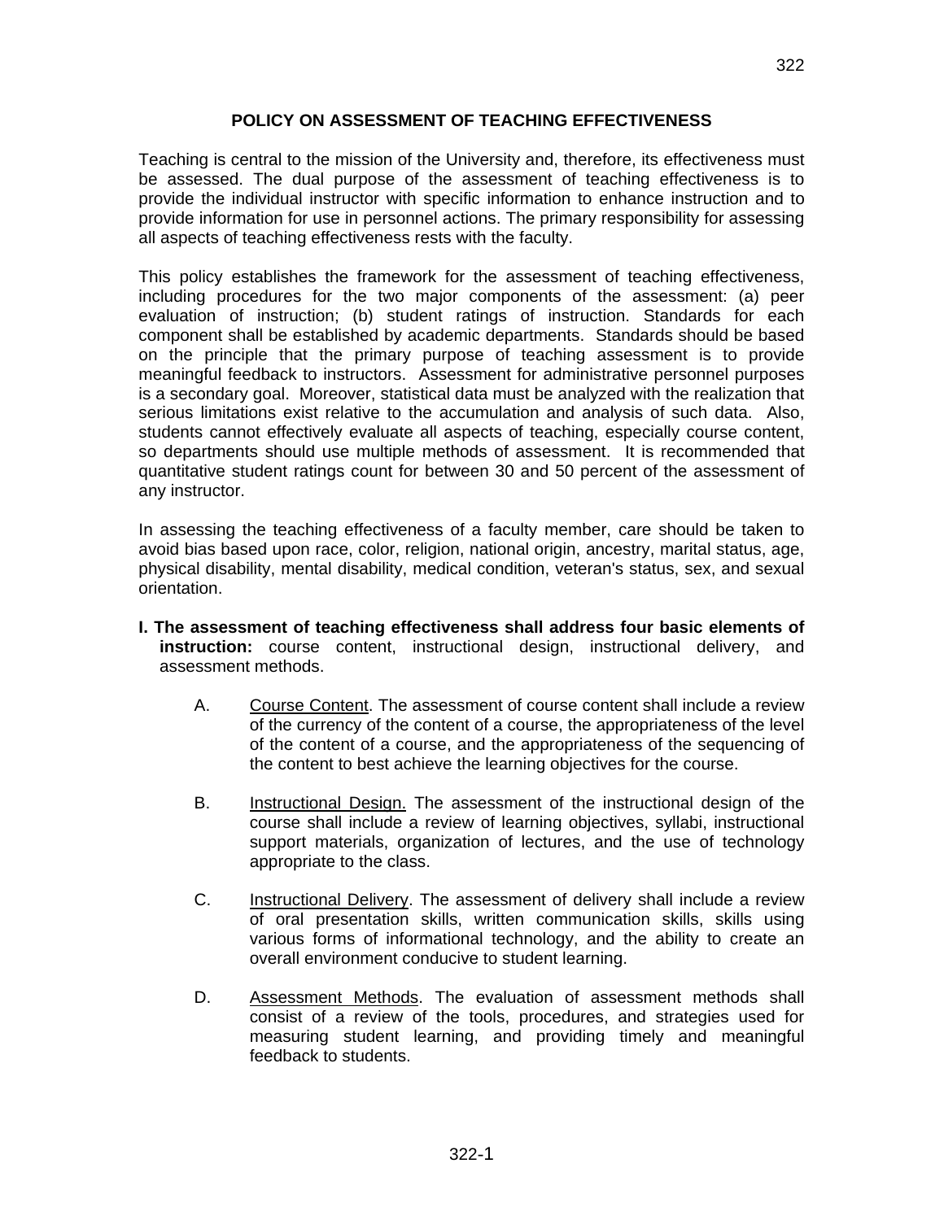# POLICY ON ASSESSMENT OF TEACHING EFFECTIVENESS

Teaching is central to the mission of the University and, therefore, its effectiveness must be assessed. The dual purpose of the assessment of teaching effectiveness is to provide the individual instructor with specific information to enhance instruction and to provide information for use in personnel actions. The primary responsibility for assessing all aspects of teaching effectiveness rests with the faculty.

This policy establishes the framework for the assessment of teaching effectiveness, including procedures for the two major components of the assessment: (a) peer evaluation of instruction; (b) student ratings of instruction. Standards for each component shall be established by academic departments. Standards should be based on the principle that the primary purpose of teaching assessment is to provide meaningful feedback to instructors. Assessment for administrative personnel purposes is a secondary goal. Moreover, statistical data must be analyzed with the realization that serious limitations exist relative to the accumulation and analysis of such data. Also, students cannot effectively evaluate all aspects of teaching, especially course content, so departments should use multiple methods of assessment. It is recommended that quantitative student ratings count for between 30 and 50 percent of the assessment of any instructor.

In assessing the teaching effectiveness of a faculty member, care should be taken to avoid bias based upon race, color, religion, national origin, ancestry, marital status, age, physical disability, mental disability, medical condition, veteran's status, sex, and sexual orientation.

**I. The assessment of teaching effectiveness shall address four basic elements of instruction:** course content, instructional design, instructional delivery, and assessment methods.

A. Course Content. The assessment of course content shall include a review of the currency of the content of a course, the appropriateness of the level of the content of a course, and the appropriateness of the sequencing of the content to best achieve the learning objectives for the course.

B. Instructional Design. The assessment of the instructional design of the course shall include a review of learning objectives, syllabi, instructional support materials, organization of lectures, and the use of technology appropriate to the class.

C. Instructional Delivery. The assessment of delivery shall include a review of oral presentation skills, written communication skills, skills using various forms of informational technology, and the ability to create an overall environment conducive to student learning.

D. Assessment Methods. The evaluation of assessment methods shall consist of a review of the tools, procedures, and strategies used for measuring student learning, and providing timely and meaningful feedback to students.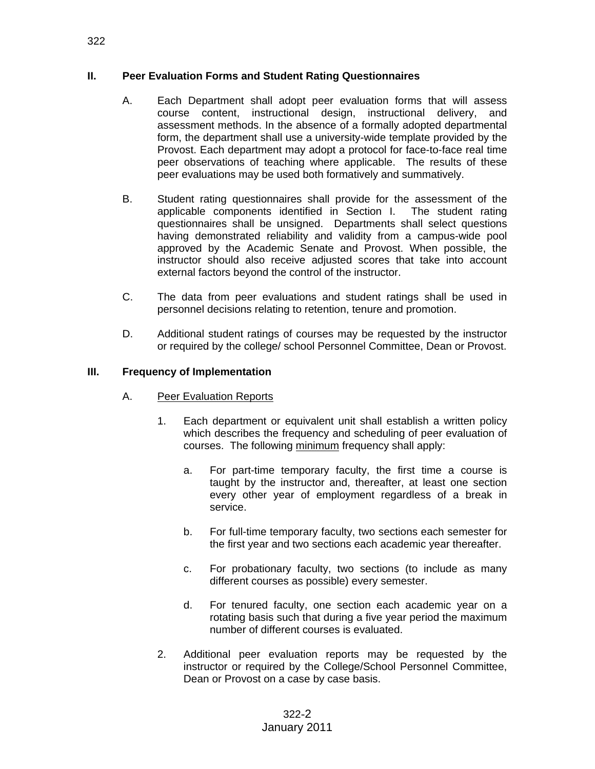## II. Peer Evaluation Forms and Student Rating Questionnaires

A. Each Department shall adopt peer evaluation forms that will assess course content, instructional design, instructional delivery, and assessment methods. In the absence of a formally adopted departmental form, the department shall use a university-wide template provided by the Provost. Each department may adopt a protocol for face-to-face real time peer observations of teaching where applicable. The results of these peer evaluations may be used both formatively and summatively.

B. Student rating questionnaires shall provide for the assessment of the applicable components identified in Section I. The student rating questionnaires shall be unsigned. Departments shall select questions having demonstrated reliability and validity from a campus-wide pool approved by the Academic Senate and Provost. When possible, the instructor should also receive adjusted scores that take into account external factors beyond the control of the instructor.

C. The data from peer evaluations and student ratings shall be used in personnel decisions relating to retention, tenure and promotion.

D. Additional student ratings of courses may be requested by the instructor or required by the college/ school Personnel Committee, Dean or Provost.

## III. Frequency of Implementation

A. <u>Peer Evaluation Reports</u>

1. Each department or equivalent unit shall establish a written policy which describes the frequency and scheduling of peer evaluation of courses. The following <u>minimum</u> frequency shall apply:

   a. For part-time temporary faculty, the first time a course is taught by the instructor and, thereafter, at least one section every other year of employment regardless of a break in service.

   b. For full-time temporary faculty, two sections each semester for the first year and two sections each academic year thereafter.

   c. For probationary faculty, two sections (to include as many different courses as possible) every semester.

   d. For tenured faculty, one section each academic year on a rotating basis such that during a five year period the maximum number of different courses is evaluated.

2. Additional peer evaluation reports may be requested by the instructor or required by the College/School Personnel Committee, Dean or Provost on a case by case basis.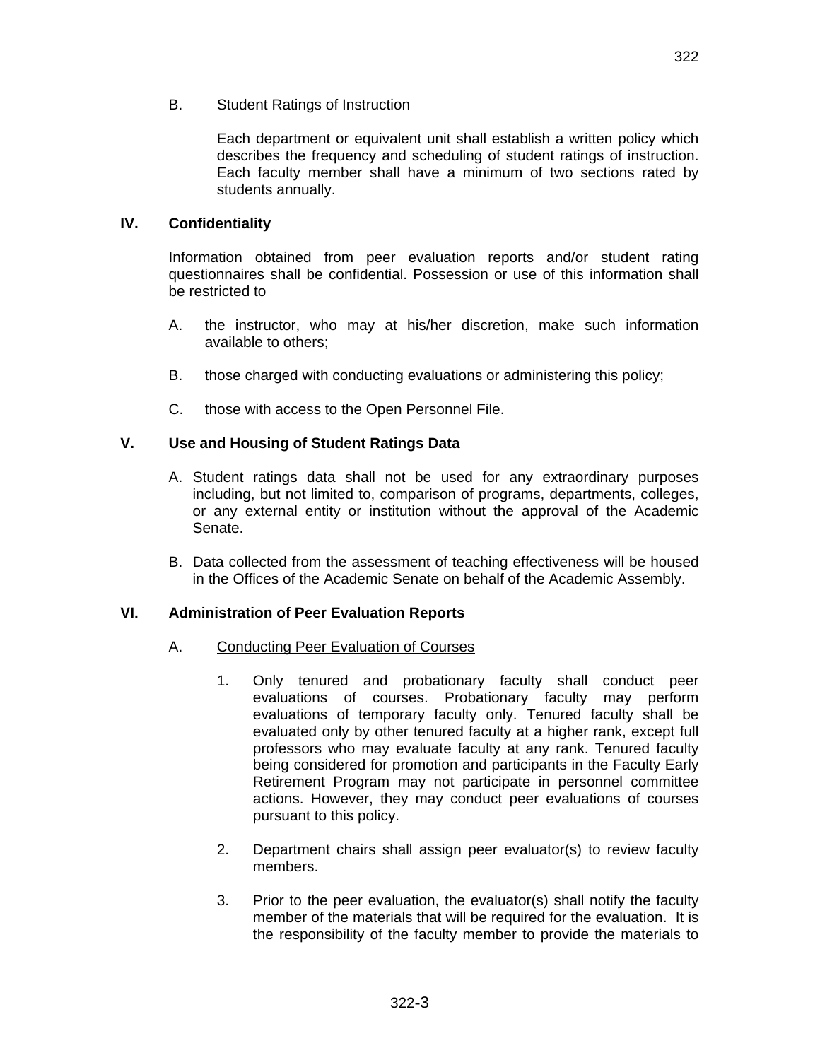B. Student Ratings of Instruction

Each department or equivalent unit shall establish a written policy which describes the frequency and scheduling of student ratings of instruction. Each faculty member shall have a minimum of two sections rated by students annually.

## IV. Confidentiality

Information obtained from peer evaluation reports and/or student rating questionnaires shall be confidential. Possession or use of this information shall be restricted to

A. the instructor, who may at his/her discretion, make such information available to others;

B. those charged with conducting evaluations or administering this policy;

C. those with access to the Open Personnel File.

## V. Use and Housing of Student Ratings Data

A. Student ratings data shall not be used for any extraordinary purposes including, but not limited to, comparison of programs, departments, colleges, or any external entity or institution without the approval of the Academic Senate.

B. Data collected from the assessment of teaching effectiveness will be housed in the Offices of the Academic Senate on behalf of the Academic Assembly.

## VI. Administration of Peer Evaluation Reports

A. Conducting Peer Evaluation of Courses

1. Only tenured and probationary faculty shall conduct peer evaluations of courses. Probationary faculty may perform evaluations of temporary faculty only. Tenured faculty shall be evaluated only by other tenured faculty at a higher rank, except full professors who may evaluate faculty at any rank. Tenured faculty being considered for promotion and participants in the Faculty Early Retirement Program may not participate in personnel committee actions. However, they may conduct peer evaluations of courses pursuant to this policy.

2. Department chairs shall assign peer evaluator(s) to review faculty members.

3. Prior to the peer evaluation, the evaluator(s) shall notify the faculty member of the materials that will be required for the evaluation. It is the responsibility of the faculty member to provide the materials to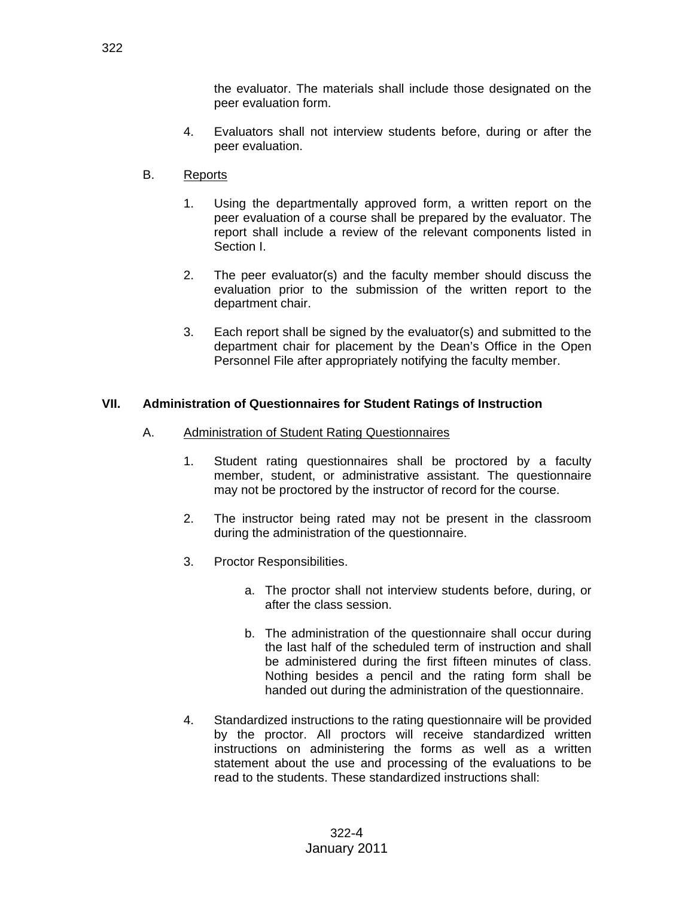the evaluator. The materials shall include those designated on the peer evaluation form.

4. Evaluators shall not interview students before, during or after the peer evaluation.

B. Reports

1. Using the departmentally approved form, a written report on the peer evaluation of a course shall be prepared by the evaluator. The report shall include a review of the relevant components listed in Section I.

2. The peer evaluator(s) and the faculty member should discuss the evaluation prior to the submission of the written report to the department chair.

3. Each report shall be signed by the evaluator(s) and submitted to the department chair for placement by the Dean's Office in the Open Personnel File after appropriately notifying the faculty member.

## VII. Administration of Questionnaires for Student Ratings of Instruction

A. Administration of Student Rating Questionnaires

1. Student rating questionnaires shall be proctored by a faculty member, student, or administrative assistant. The questionnaire may not be proctored by the instructor of record for the course.

2. The instructor being rated may not be present in the classroom during the administration of the questionnaire.

3. Proctor Responsibilities.

   a. The proctor shall not interview students before, during, or after the class session.

   b. The administration of the questionnaire shall occur during the last half of the scheduled term of instruction and shall be administered during the first fifteen minutes of class. Nothing besides a pencil and the rating form shall be handed out during the administration of the questionnaire.

4. Standardized instructions to the rating questionnaire will be provided by the proctor. All proctors will receive standardized written instructions on administering the forms as well as a written statement about the use and processing of the evaluations to be read to the students. These standardized instructions shall: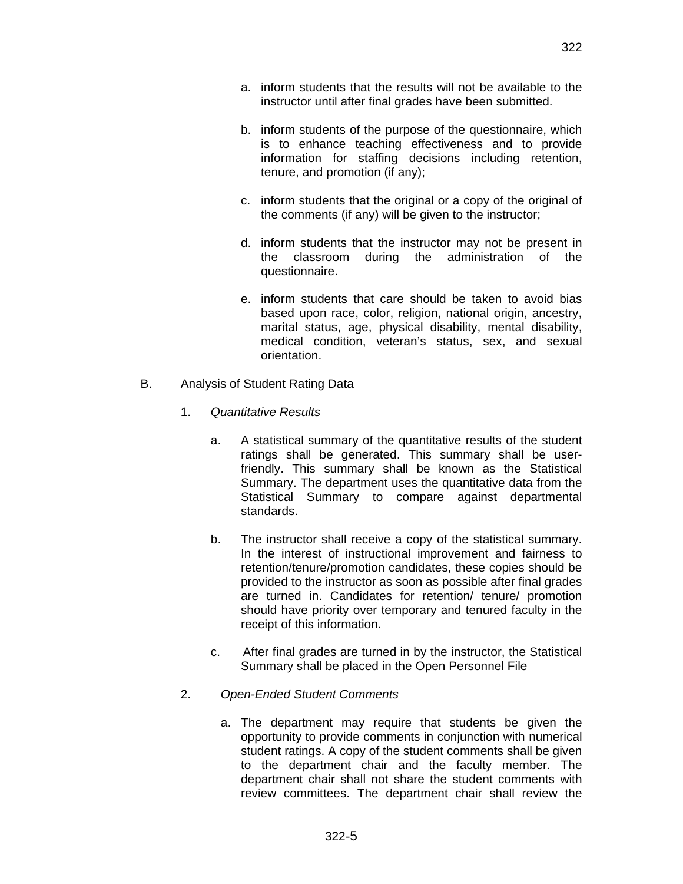a. inform students that the results will not be available to the instructor until after final grades have been submitted.

b. inform students of the purpose of the questionnaire, which is to enhance teaching effectiveness and to provide information for staffing decisions including retention, tenure, and promotion (if any);

c. inform students that the original or a copy of the original of the comments (if any) will be given to the instructor;

d. inform students that the instructor may not be present in the classroom during the administration of the questionnaire.

e. inform students that care should be taken to avoid bias based upon race, color, religion, national origin, ancestry, marital status, age, physical disability, mental disability, medical condition, veteran's status, sex, and sexual orientation.

B. Analysis of Student Rating Data

1. *Quantitative Results*

a. A statistical summary of the quantitative results of the student ratings shall be generated. This summary shall be user-friendly. This summary shall be known as the Statistical Summary. The department uses the quantitative data from the Statistical Summary to compare against departmental standards.

b. The instructor shall receive a copy of the statistical summary. In the interest of instructional improvement and fairness to retention/tenure/promotion candidates, these copies should be provided to the instructor as soon as possible after final grades are turned in. Candidates for retention/ tenure/ promotion should have priority over temporary and tenured faculty in the receipt of this information.

c. After final grades are turned in by the instructor, the Statistical Summary shall be placed in the Open Personnel File

2. *Open-Ended Student Comments*

a. The department may require that students be given the opportunity to provide comments in conjunction with numerical student ratings. A copy of the student comments shall be given to the department chair and the faculty member. The department chair shall not share the student comments with review committees. The department chair shall review the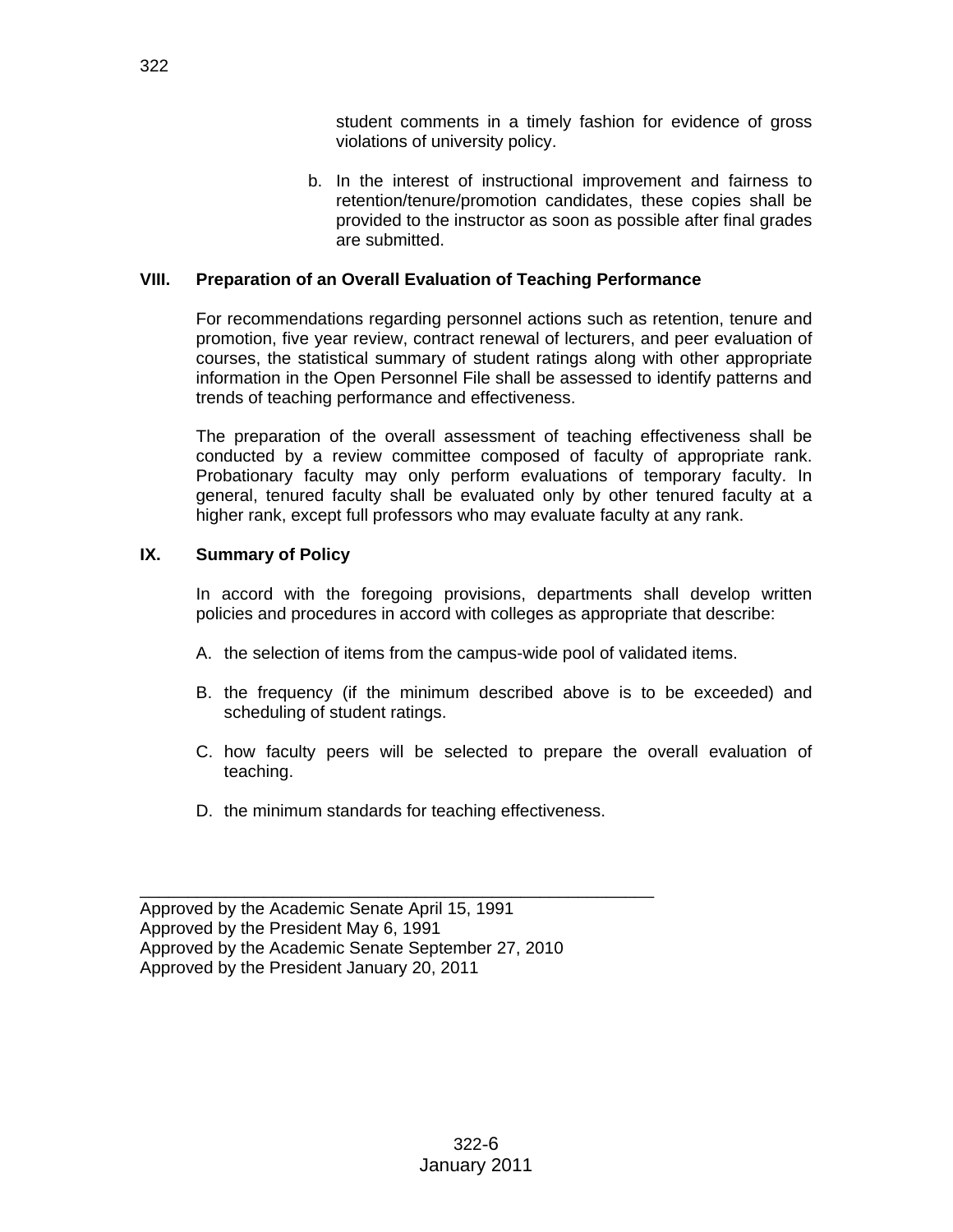student comments in a timely fashion for evidence of gross violations of university policy.

b. In the interest of instructional improvement and fairness to retention/tenure/promotion candidates, these copies shall be provided to the instructor as soon as possible after final grades are submitted.

## VIII. Preparation of an Overall Evaluation of Teaching Performance

For recommendations regarding personnel actions such as retention, tenure and promotion, five year review, contract renewal of lecturers, and peer evaluation of courses, the statistical summary of student ratings along with other appropriate information in the Open Personnel File shall be assessed to identify patterns and trends of teaching performance and effectiveness.

The preparation of the overall assessment of teaching effectiveness shall be conducted by a review committee composed of faculty of appropriate rank. Probationary faculty may only perform evaluations of temporary faculty. In general, tenured faculty shall be evaluated only by other tenured faculty at a higher rank, except full professors who may evaluate faculty at any rank.

## IX. Summary of Policy

In accord with the foregoing provisions, departments shall develop written policies and procedures in accord with colleges as appropriate that describe:

A. the selection of items from the campus-wide pool of validated items.

B. the frequency (if the minimum described above is to be exceeded) and scheduling of student ratings.

C. how faculty peers will be selected to prepare the overall evaluation of teaching.

D. the minimum standards for teaching effectiveness.

---

Approved by the Academic Senate April 15, 1991
Approved by the President May 6, 1991
Approved by the Academic Senate September 27, 2010
Approved by the President January 20, 2011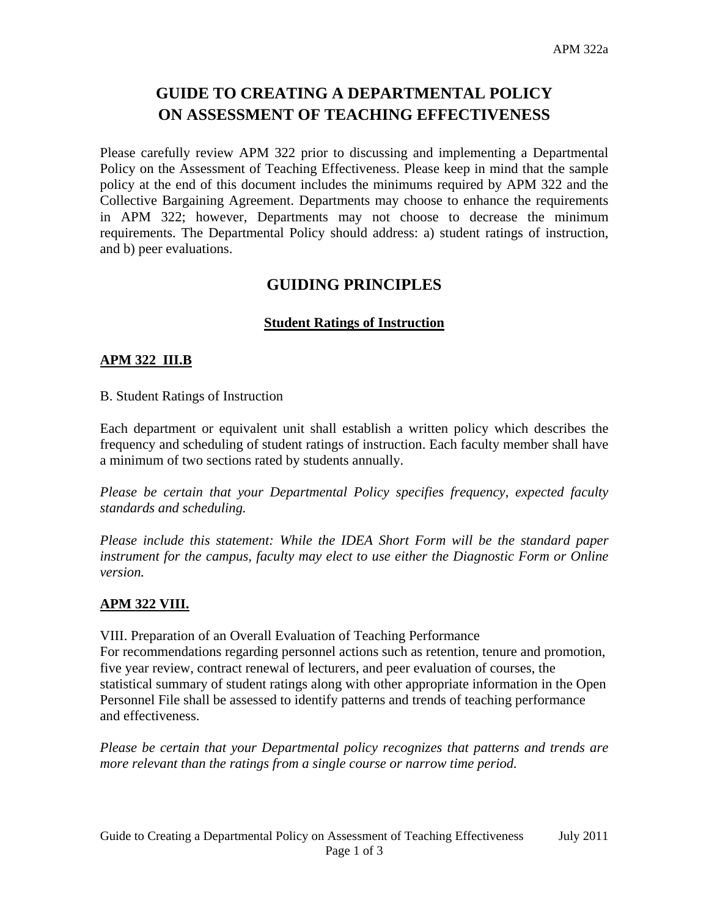# GUIDE TO CREATING A DEPARTMENTAL POLICY ON ASSESSMENT OF TEACHING EFFECTIVENESS

Please carefully review APM 322 prior to discussing and implementing a Departmental Policy on the Assessment of Teaching Effectiveness. Please keep in mind that the sample policy at the end of this document includes the minimums required by APM 322 and the Collective Bargaining Agreement. Departments may choose to enhance the requirements in APM 322; however, Departments may not choose to decrease the minimum requirements. The Departmental Policy should address: a) student ratings of instruction, and b) peer evaluations.

## GUIDING PRINCIPLES

### Student Ratings of Instruction

**APM 322 III.B**

B. Student Ratings of Instruction

Each department or equivalent unit shall establish a written policy which describes the frequency and scheduling of student ratings of instruction. Each faculty member shall have a minimum of two sections rated by students annually.

*Please be certain that your Departmental Policy specifies frequency, expected faculty standards and scheduling.*

*Please include this statement: While the IDEA Short Form will be the standard paper instrument for the campus, faculty may elect to use either the Diagnostic Form or Online version.*

**APM 322 VIII.**

VIII. Preparation of an Overall Evaluation of Teaching Performance
For recommendations regarding personnel actions such as retention, tenure and promotion, five year review, contract renewal of lecturers, and peer evaluation of courses, the statistical summary of student ratings along with other appropriate information in the Open Personnel File shall be assessed to identify patterns and trends of teaching performance and effectiveness.

*Please be certain that your Departmental policy recognizes that patterns and trends are more relevant than the ratings from a single course or narrow time period.*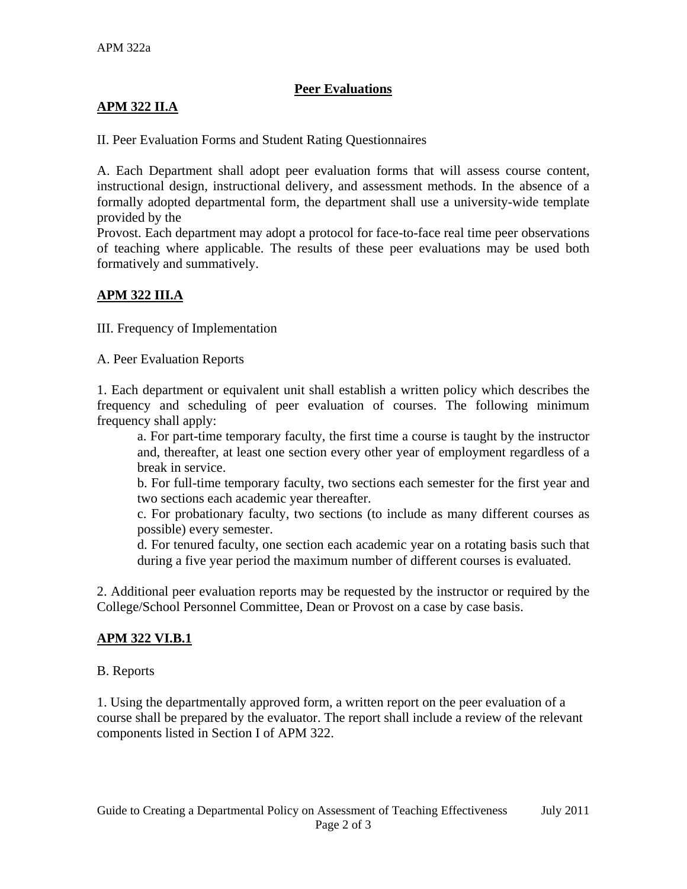## Peer Evaluations

### APM 322 II.A

II. Peer Evaluation Forms and Student Rating Questionnaires

A. Each Department shall adopt peer evaluation forms that will assess course content, instructional design, instructional delivery, and assessment methods. In the absence of a formally adopted departmental form, the department shall use a university-wide template provided by the Provost. Each department may adopt a protocol for face-to-face real time peer observations of teaching where applicable. The results of these peer evaluations may be used both formatively and summatively.

### APM 322 III.A

III. Frequency of Implementation

A. Peer Evaluation Reports

1. Each department or equivalent unit shall establish a written policy which describes the frequency and scheduling of peer evaluation of courses. The following minimum frequency shall apply:

    a. For part-time temporary faculty, the first time a course is taught by the instructor and, thereafter, at least one section every other year of employment regardless of a break in service.

    b. For full-time temporary faculty, two sections each semester for the first year and two sections each academic year thereafter.

    c. For probationary faculty, two sections (to include as many different courses as possible) every semester.

    d. For tenured faculty, one section each academic year on a rotating basis such that during a five year period the maximum number of different courses is evaluated.

2. Additional peer evaluation reports may be requested by the instructor or required by the College/School Personnel Committee, Dean or Provost on a case by case basis.

### APM 322 VI.B.1

B. Reports

1. Using the departmentally approved form, a written report on the peer evaluation of a course shall be prepared by the evaluator. The report shall include a review of the relevant components listed in Section I of APM 322.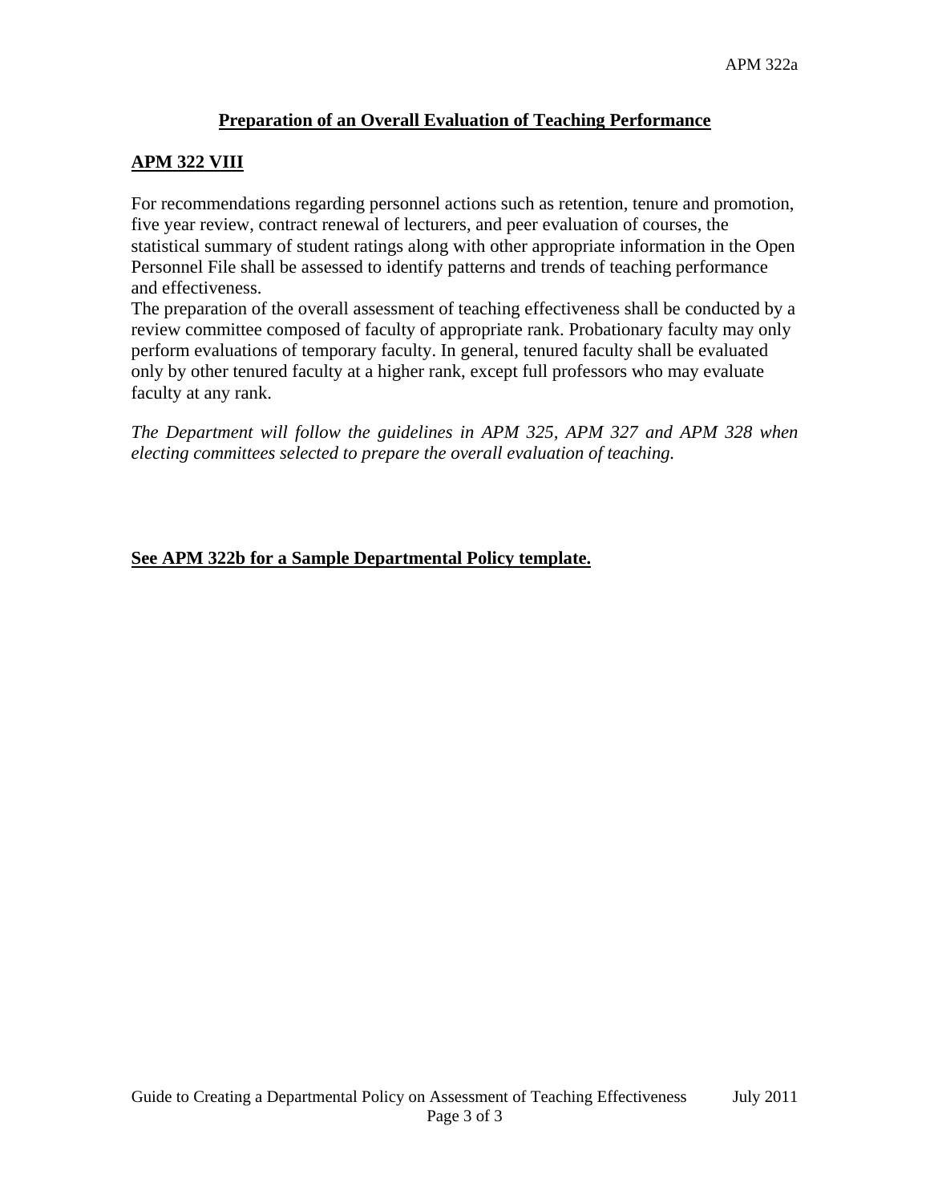## Preparation of an Overall Evaluation of Teaching Performance

### APM 322 VIII

For recommendations regarding personnel actions such as retention, tenure and promotion, five year review, contract renewal of lecturers, and peer evaluation of courses, the statistical summary of student ratings along with other appropriate information in the Open Personnel File shall be assessed to identify patterns and trends of teaching performance and effectiveness.

The preparation of the overall assessment of teaching effectiveness shall be conducted by a review committee composed of faculty of appropriate rank. Probationary faculty may only perform evaluations of temporary faculty. In general, tenured faculty shall be evaluated only by other tenured faculty at a higher rank, except full professors who may evaluate faculty at any rank.

*The Department will follow the guidelines in APM 325, APM 327 and APM 328 when electing committees selected to prepare the overall evaluation of teaching.*

**See APM 322b for a Sample Departmental Policy template.**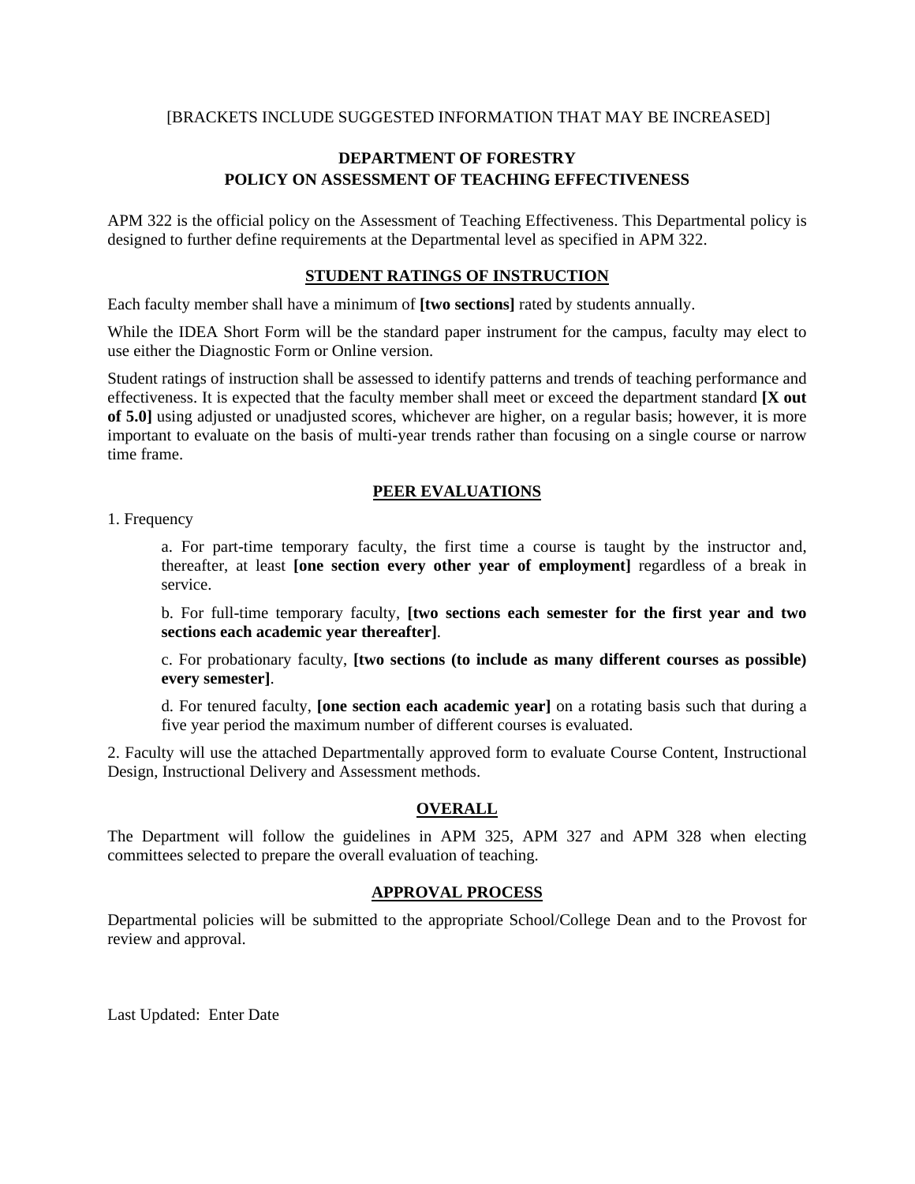[BRACKETS INCLUDE SUGGESTED INFORMATION THAT MAY BE INCREASED]

# DEPARTMENT OF FORESTRY
# POLICY ON ASSESSMENT OF TEACHING EFFECTIVENESS

APM 322 is the official policy on the Assessment of Teaching Effectiveness. This Departmental policy is designed to further define requirements at the Departmental level as specified in APM 322.

## STUDENT RATINGS OF INSTRUCTION

Each faculty member shall have a minimum of **[two sections]** rated by students annually.

While the IDEA Short Form will be the standard paper instrument for the campus, faculty may elect to use either the Diagnostic Form or Online version.

Student ratings of instruction shall be assessed to identify patterns and trends of teaching performance and effectiveness. It is expected that the faculty member shall meet or exceed the department standard **[X out of 5.0]** using adjusted or unadjusted scores, whichever are higher, on a regular basis; however, it is more important to evaluate on the basis of multi-year trends rather than focusing on a single course or narrow time frame.

## PEER EVALUATIONS

1. Frequency

   a. For part-time temporary faculty, the first time a course is taught by the instructor and, thereafter, at least **[one section every other year of employment]** regardless of a break in service.

   b. For full-time temporary faculty, **[two sections each semester for the first year and two sections each academic year thereafter]**.

   c. For probationary faculty, **[two sections (to include as many different courses as possible) every semester]**.

   d. For tenured faculty, **[one section each academic year]** on a rotating basis such that during a five year period the maximum number of different courses is evaluated.

2. Faculty will use the attached Departmentally approved form to evaluate Course Content, Instructional Design, Instructional Delivery and Assessment methods.

## OVERALL

The Department will follow the guidelines in APM 325, APM 327 and APM 328 when electing committees selected to prepare the overall evaluation of teaching.

## APPROVAL PROCESS

Departmental policies will be submitted to the appropriate School/College Dean and to the Provost for review and approval.

Last Updated: Enter Date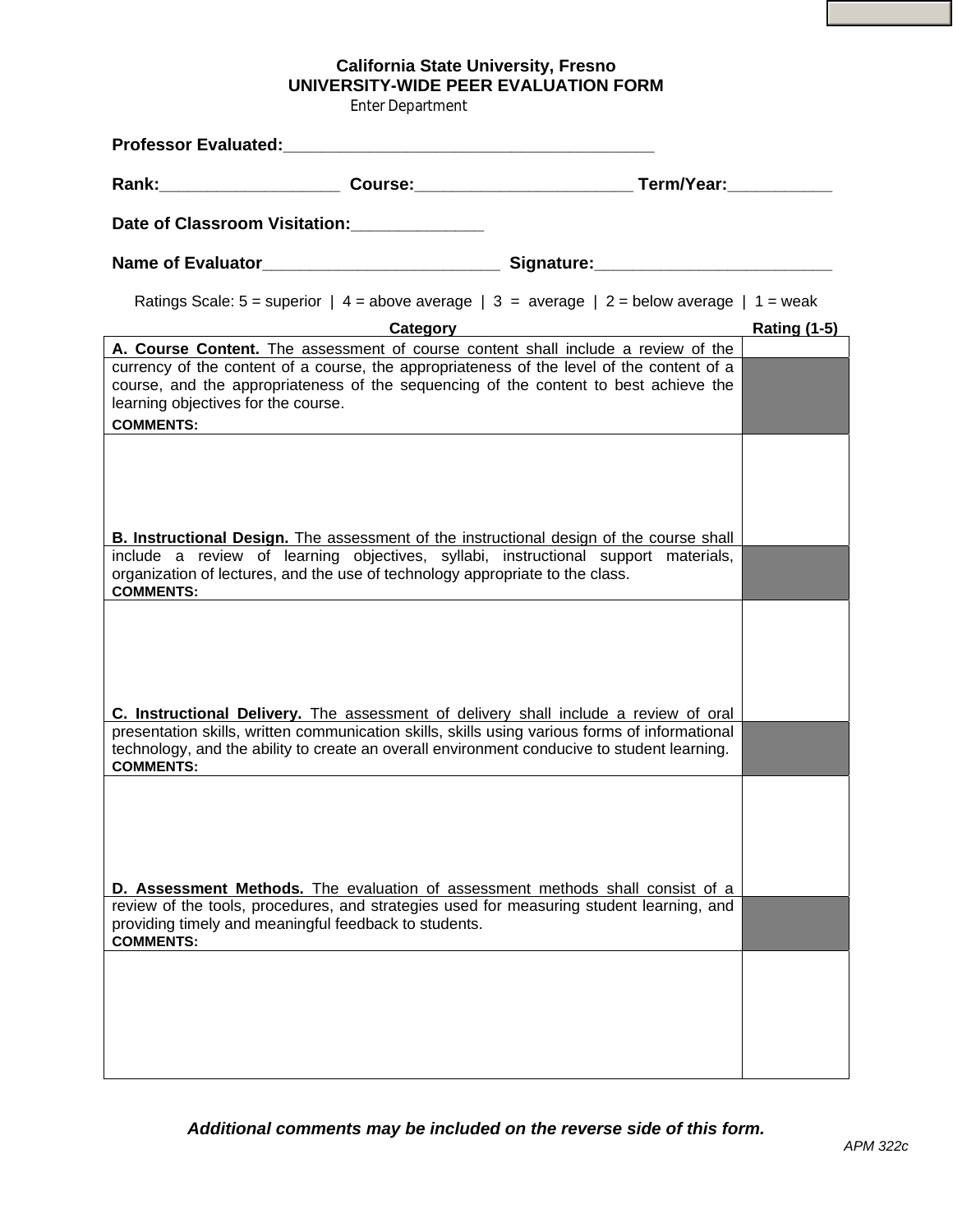**California State University, Fresno**
**UNIVERSITY-WIDE PEER EVALUATION FORM**
Enter Department

**Professor Evaluated:**__________________________________________

**Rank:**___________________ **Course:**_______________________ **Term/Year:**___________

**Date of Classroom Visitation:**______________

**Name of Evaluator**_________________________ **Signature:**_________________________

Ratings Scale: 5 = superior | 4 = above average | 3 = average | 2 = below average | 1 = weak

| Category | Rating (1-5) |
|---|---|
| **A. Course Content.** The assessment of course content shall include a review of the currency of the content of a course, the appropriateness of the level of the content of a course, and the appropriateness of the sequencing of the content to best achieve the learning objectives for the course.<br>**COMMENTS:** | |
| **B. Instructional Design.** The assessment of the instructional design of the course shall include a review of learning objectives, syllabi, instructional support materials, organization of lectures, and the use of technology appropriate to the class.<br>**COMMENTS:** | |
| **C. Instructional Delivery.** The assessment of delivery shall include a review of oral presentation skills, written communication skills, skills using various forms of informational technology, and the ability to create an overall environment conducive to student learning.<br>**COMMENTS:** | |
| **D. Assessment Methods.** The evaluation of assessment methods shall consist of a review of the tools, procedures, and strategies used for measuring student learning, and providing timely and meaningful feedback to students.<br>**COMMENTS:** | |

***Additional comments may be included on the reverse side of this form.***

*APM 322c*